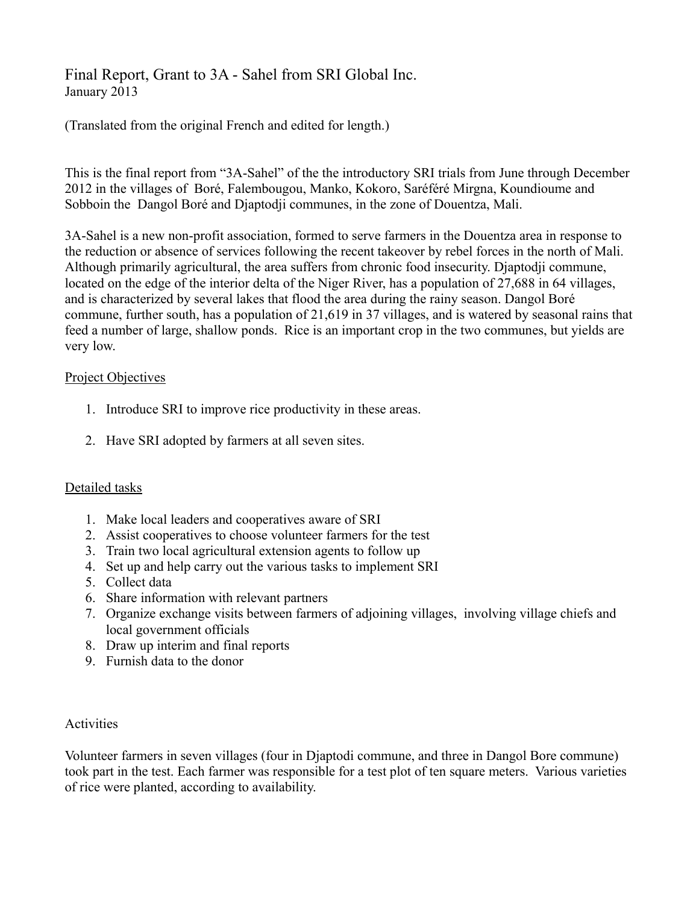# Final Report, Grant to 3A - Sahel from SRI Global Inc.

January 2013

(Translated from the original French and edited for length.)

This is the final report from "3A-Sahel" of the the introductory SRI trials from June through December 2012 in the villages of Boré, Falembougou, Manko, Kokoro, Saréféré Mirgna, Koundioume and Sobboin the Dangol Boré and Djaptodji communes, in the zone of Douentza, Mali.

3A-Sahel is a new non-profit association, formed to serve farmers in the Douentza area in response to the reduction or absence of services following the recent takeover by rebel forces in the north of Mali. Although primarily agricultural, the area suffers from chronic food insecurity. Djaptodji commune, located on the edge of the interior delta of the Niger River, has a population of 27,688 in 64 villages, and is characterized by several lakes that flood the area during the rainy season. Dangol Boré commune, further south, has a population of 21,619 in 37 villages, and is watered by seasonal rains that feed a number of large, shallow ponds. Rice is an important crop in the two communes, but yields are very low.

## Project Objectives

1. Introduce SRI to improve rice productivity in these areas.
2. Have SRI adopted by farmers at all seven sites.

## Detailed tasks

1. Make local leaders and cooperatives aware of SRI
2. Assist cooperatives to choose volunteer farmers for the test
3. Train two local agricultural extension agents to follow up
4. Set up and help carry out the various tasks to implement SRI
5. Collect data
6. Share information with relevant partners
7. Organize exchange visits between farmers of adjoining villages, involving village chiefs and local government officials
8. Draw up interim and final reports
9. Furnish data to the donor

## Activities

Volunteer farmers in seven villages (four in Djaptodi commune, and three in Dangol Bore commune) took part in the test. Each farmer was responsible for a test plot of ten square meters. Various varieties of rice were planted, according to availability.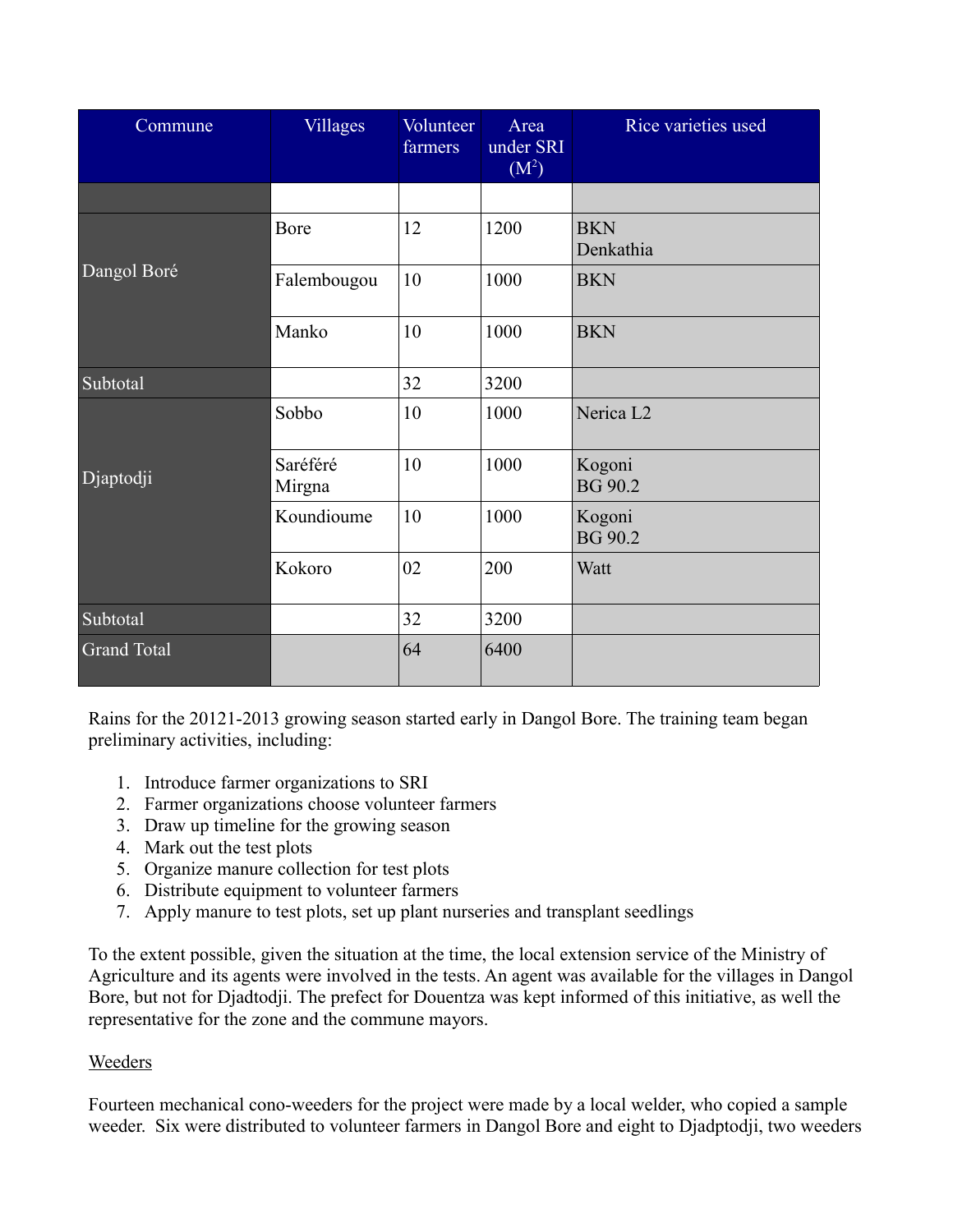| Commune | Villages | Volunteer farmers | Area under SRI ($M^2$) | Rice varieties used |
|---|---|---|---|---|
| | | | | |
| Dangol Boré | Bore | 12 | 1200 | BKN Denkathia |
| | Falembougou | 10 | 1000 | BKN |
| | Manko | 10 | 1000 | BKN |
| Subtotal | | 32 | 3200 | |
| Djaptodji | Sobbo | 10 | 1000 | Nerica L2 |
| | Saréféré Mirgna | 10 | 1000 | Kogoni BG 90.2 |
| | Koundioume | 10 | 1000 | Kogoni BG 90.2 |
| | Kokoro | 02 | 200 | Watt |
| Subtotal | | 32 | 3200 | |
| Grand Total | | 64 | 6400 | |

Rains for the 20121-2013 growing season started early in Dangol Bore. The training team began preliminary activities, including:

1. Introduce farmer organizations to SRI
2. Farmer organizations choose volunteer farmers
3. Draw up timeline for the growing season
4. Mark out the test plots
5. Organize manure collection for test plots
6. Distribute equipment to volunteer farmers
7. Apply manure to test plots, set up plant nurseries and transplant seedlings

To the extent possible, given the situation at the time, the local extension service of the Ministry of Agriculture and its agents were involved in the tests. An agent was available for the villages in Dangol Bore, but not for Djadtodji. The prefect for Douentza was kept informed of this initiative, as well the representative for the zone and the commune mayors.

<u>Weeders</u>

Fourteen mechanical cono-weeders for the project were made by a local welder, who copied a sample weeder. Six were distributed to volunteer farmers in Dangol Bore and eight to Djadptodji, two weeders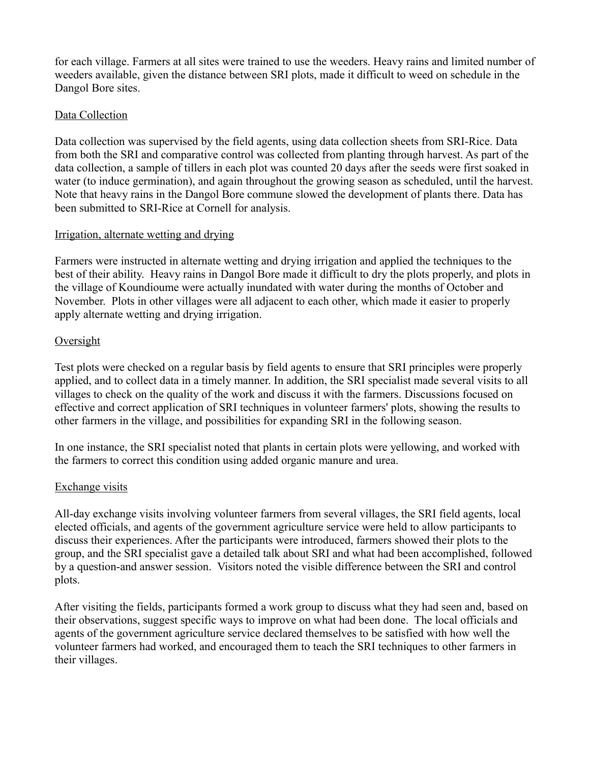for each village. Farmers at all sites were trained to use the weeders. Heavy rains and limited number of weeders available, given the distance between SRI plots, made it difficult to weed on schedule in the Dangol Bore sites.

## Data Collection

Data collection was supervised by the field agents, using data collection sheets from SRI-Rice. Data from both the SRI and comparative control was collected from planting through harvest. As part of the data collection, a sample of tillers in each plot was counted 20 days after the seeds were first soaked in water (to induce germination), and again throughout the growing season as scheduled, until the harvest. Note that heavy rains in the Dangol Bore commune slowed the development of plants there. Data has been submitted to SRI-Rice at Cornell for analysis.

## Irrigation, alternate wetting and drying

Farmers were instructed in alternate wetting and drying irrigation and applied the techniques to the best of their ability. Heavy rains in Dangol Bore made it difficult to dry the plots properly, and plots in the village of Koundioume were actually inundated with water during the months of October and November. Plots in other villages were all adjacent to each other, which made it easier to properly apply alternate wetting and drying irrigation.

## Oversight

Test plots were checked on a regular basis by field agents to ensure that SRI principles were properly applied, and to collect data in a timely manner. In addition, the SRI specialist made several visits to all villages to check on the quality of the work and discuss it with the farmers. Discussions focused on effective and correct application of SRI techniques in volunteer farmers' plots, showing the results to other farmers in the village, and possibilities for expanding SRI in the following season.

In one instance, the SRI specialist noted that plants in certain plots were yellowing, and worked with the farmers to correct this condition using added organic manure and urea.

## Exchange visits

All-day exchange visits involving volunteer farmers from several villages, the SRI field agents, local elected officials, and agents of the government agriculture service were held to allow participants to discuss their experiences. After the participants were introduced, farmers showed their plots to the group, and the SRI specialist gave a detailed talk about SRI and what had been accomplished, followed by a question-and answer session. Visitors noted the visible difference between the SRI and control plots.

After visiting the fields, participants formed a work group to discuss what they had seen and, based on their observations, suggest specific ways to improve on what had been done. The local officials and agents of the government agriculture service declared themselves to be satisfied with how well the volunteer farmers had worked, and encouraged them to teach the SRI techniques to other farmers in their villages.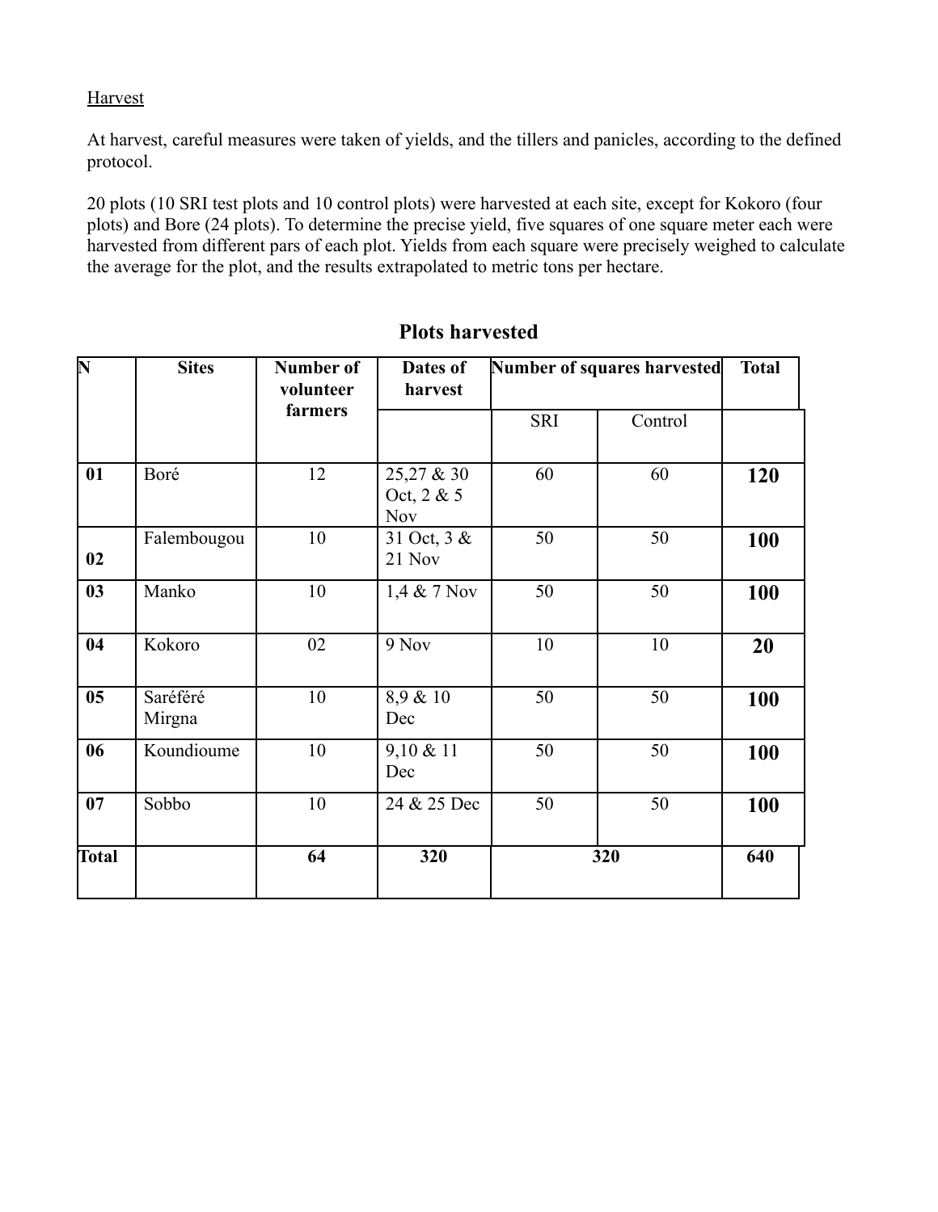Harvest

At harvest, careful measures were taken of yields, and the tillers and panicles, according to the defined protocol.

20 plots (10 SRI test plots and 10 control plots) were harvested at each site, except for Kokoro (four plots) and Bore (24 plots). To determine the precise yield, five squares of one square meter each were harvested from different pars of each plot. Yields from each square were precisely weighed to calculate the average for the plot, and the results extrapolated to metric tons per hectare.

## Plots harvested

| N | Sites | Number of volunteer farmers | Dates of harvest | Number of squares harvested | | Total |
|---|---|---|---|---|---|---|
| | | | | SRI | Control | |
| **01** | Boré | 12 | 25,27 & 30 Oct, 2 & 5 Nov | 60 | 60 | **120** |
| **02** | Falembougou | 10 | 31 Oct, 3 & 21 Nov | 50 | 50 | **100** |
| **03** | Manko | 10 | 1,4 & 7 Nov | 50 | 50 | **100** |
| **04** | Kokoro | 02 | 9 Nov | 10 | 10 | **20** |
| **05** | Saréféré Mirgna | 10 | 8,9 & 10 Dec | 50 | 50 | **100** |
| **06** | Koundioume | 10 | 9,10 & 11 Dec | 50 | 50 | **100** |
| **07** | Sobbo | 10 | 24 & 25 Dec | 50 | 50 | **100** |
| **Total** | | **64** | **320** | **320** | | **640** |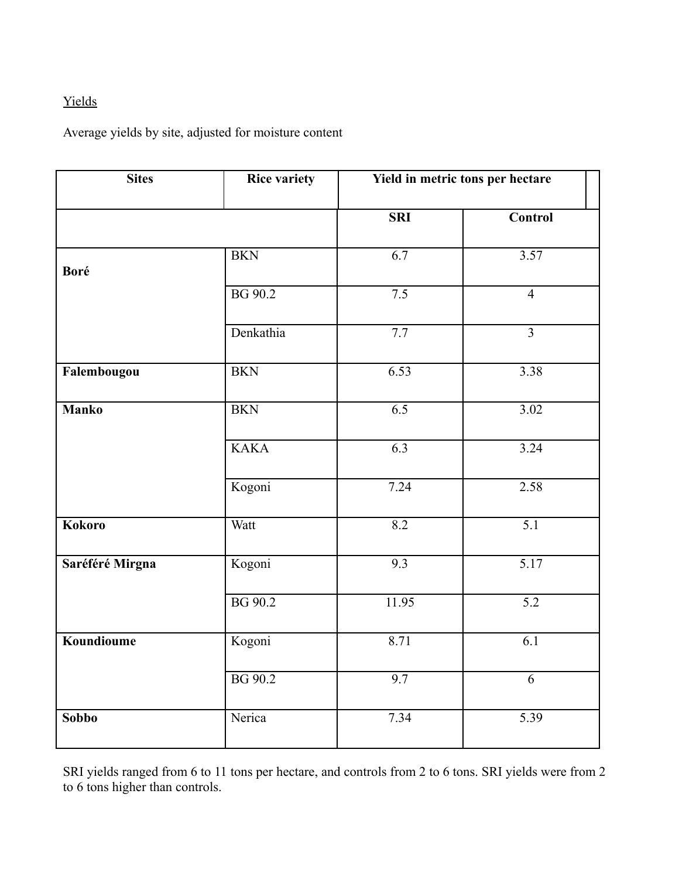Yields

Average yields by site, adjusted for moisture content

| Sites | Rice variety | Yield in metric tons per hectare | |
|---|---|---|---|
| | | SRI | Control |
| **Boré** | BKN | 6.7 | 3.57 |
| | BG 90.2 | 7.5 | 4 |
| | Denkathia | 7.7 | 3 |
| **Falembougou** | BKN | 6.53 | 3.38 |
| **Manko** | BKN | 6.5 | 3.02 |
| | KAKA | 6.3 | 3.24 |
| | Kogoni | 7.24 | 2.58 |
| **Kokoro** | Watt | 8.2 | 5.1 |
| **Saréféré Mirgna** | Kogoni | 9.3 | 5.17 |
| | BG 90.2 | 11.95 | 5.2 |
| **Koundioume** | Kogoni | 8.71 | 6.1 |
| | BG 90.2 | 9.7 | 6 |
| **Sobbo** | Nerica | 7.34 | 5.39 |

SRI yields ranged from 6 to 11 tons per hectare, and controls from 2 to 6 tons. SRI yields were from 2 to 6 tons higher than controls.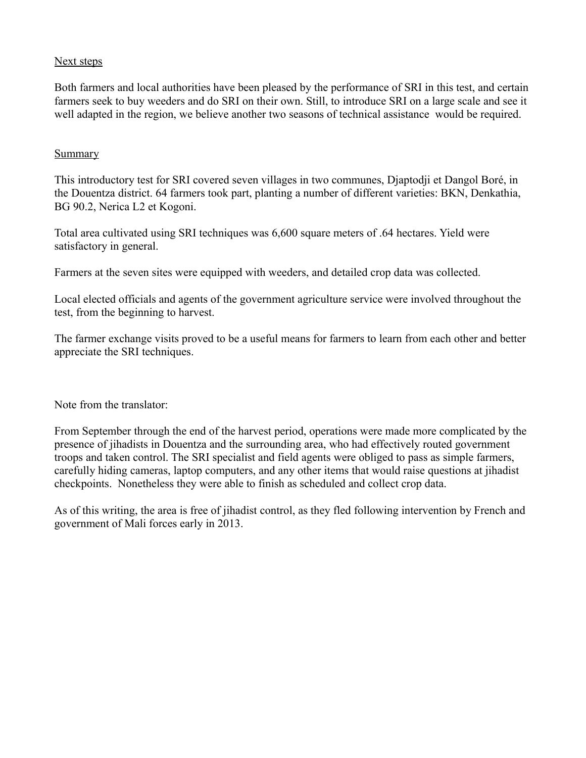<u>Next steps</u>

Both farmers and local authorities have been pleased by the performance of SRI in this test, and certain farmers seek to buy weeders and do SRI on their own. Still, to introduce SRI on a large scale and see it well adapted in the region, we believe another two seasons of technical assistance would be required.

<u>Summary</u>

This introductory test for SRI covered seven villages in two communes, Djaptodji et Dangol Boré, in the Douentza district. 64 farmers took part, planting a number of different varieties: BKN, Denkathia, BG 90.2, Nerica L2 et Kogoni.

Total area cultivated using SRI techniques was 6,600 square meters of .64 hectares. Yield were satisfactory in general.

Farmers at the seven sites were equipped with weeders, and detailed crop data was collected.

Local elected officials and agents of the government agriculture service were involved throughout the test, from the beginning to harvest.

The farmer exchange visits proved to be a useful means for farmers to learn from each other and better appreciate the SRI techniques.

Note from the translator:

From September through the end of the harvest period, operations were made more complicated by the presence of jihadists in Douentza and the surrounding area, who had effectively routed government troops and taken control. The SRI specialist and field agents were obliged to pass as simple farmers, carefully hiding cameras, laptop computers, and any other items that would raise questions at jihadist checkpoints. Nonetheless they were able to finish as scheduled and collect crop data.

As of this writing, the area is free of jihadist control, as they fled following intervention by French and government of Mali forces early in 2013.